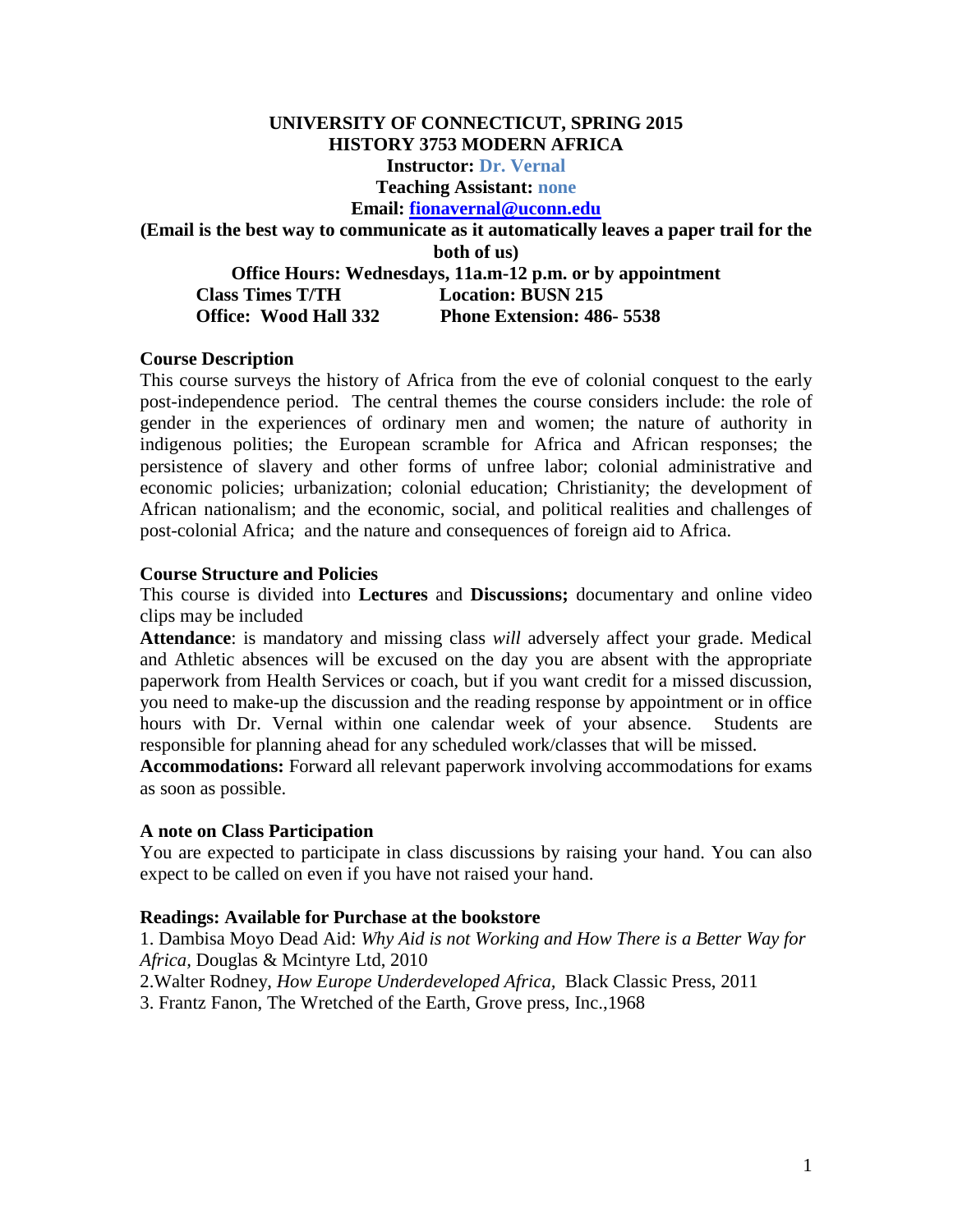**UNIVERSITY OF CONNECTICUT, SPRING 2015**
**HISTORY 3753 MODERN AFRICA**
**Instructor: Dr. Vernal**
**Teaching Assistant: none**
**Email: [fionavernal@uconn.edu](mailto:fionavernal@uconn.edu)**
**(Email is the best way to communicate as it automatically leaves a paper trail for the both of us)**
**Office Hours: Wednesdays, 11a.m-12 p.m. or by appointment**
**Class Times T/TH** **Location: BUSN 215**
**Office: Wood Hall 332** **Phone Extension: 486- 5538**

**Course Description**

This course surveys the history of Africa from the eve of colonial conquest to the early post-independence period. The central themes the course considers include: the role of gender in the experiences of ordinary men and women; the nature of authority in indigenous polities; the European scramble for Africa and African responses; the persistence of slavery and other forms of unfree labor; colonial administrative and economic policies; urbanization; colonial education; Christianity; the development of African nationalism; and the economic, social, and political realities and challenges of post-colonial Africa; and the nature and consequences of foreign aid to Africa.

**Course Structure and Policies**

This course is divided into **Lectures** and **Discussions;** documentary and online video clips may be included

**Attendance**: is mandatory and missing class *will* adversely affect your grade. Medical and Athletic absences will be excused on the day you are absent with the appropriate paperwork from Health Services or coach, but if you want credit for a missed discussion, you need to make-up the discussion and the reading response by appointment or in office hours with Dr. Vernal within one calendar week of your absence. Students are responsible for planning ahead for any scheduled work/classes that will be missed.

**Accommodations:** Forward all relevant paperwork involving accommodations for exams as soon as possible.

**A note on Class Participation**

You are expected to participate in class discussions by raising your hand. You can also expect to be called on even if you have not raised your hand.

**Readings: Available for Purchase at the bookstore**

1. Dambisa Moyo Dead Aid: *Why Aid is not Working and How There is a Better Way for Africa,* Douglas & Mcintyre Ltd, 2010
2. Walter Rodney, *How Europe Underdeveloped Africa,* Black Classic Press, 2011
3. Frantz Fanon, The Wretched of the Earth, Grove press, Inc.,1968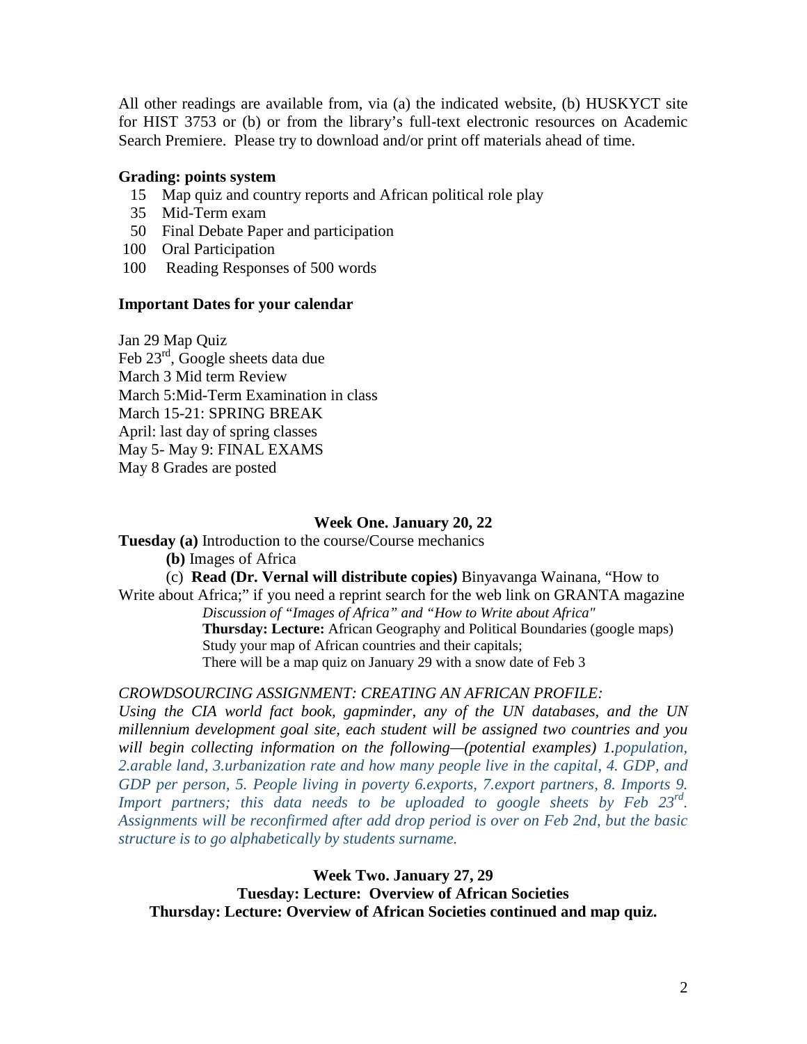All other readings are available from, via (a) the indicated website, (b) HUSKYCT site for HIST 3753 or (b) or from the library's full-text electronic resources on Academic Search Premiere. Please try to download and/or print off materials ahead of time.

**Grading: points system**

15 Map quiz and country reports and African political role play
35 Mid-Term exam
50 Final Debate Paper and participation
100 Oral Participation
100 Reading Responses of 500 words

**Important Dates for your calendar**

Jan 29 Map Quiz
Feb 23rd, Google sheets data due
March 3 Mid term Review
March 5:Mid-Term Examination in class
March 15-21: SPRING BREAK
April: last day of spring classes
May 5- May 9: FINAL EXAMS
May 8 Grades are posted

**Week One. January 20, 22**

**Tuesday (a)** Introduction to the course/Course mechanics
**(b)** Images of Africa
(c) **Read (Dr. Vernal will distribute copies)** Binyavanga Wainana, "How to Write about Africa;" if you need a reprint search for the web link on GRANTA magazine
*Discussion of "Images of Africa" and "How to Write about Africa"*
**Thursday: Lecture:** African Geography and Political Boundaries (google maps)
Study your map of African countries and their capitals;
There will be a map quiz on January 29 with a snow date of Feb 3

*CROWDSOURCING ASSIGNMENT: CREATING AN AFRICAN PROFILE:*
***Using the CIA world fact book, gapminder, any of the UN databases, and the UN millennium development goal site, each student will be assigned two countries and you will begin collecting information on the following—(potential examples) 1.****population, 2.arable land, 3.urbanization rate and how many people live in the capital, 4. GDP, and GDP per person, 5. People living in poverty 6.exports, 7.export partners, 8. Imports 9. Import partners; this data needs to be uploaded to google sheets by Feb 23rd. Assignments will be reconfirmed after add drop period is over on Feb 2nd, but the basic structure is to go alphabetically by students surname.*

**Week Two. January 27, 29**
**Tuesday: Lecture: Overview of African Societies**
**Thursday: Lecture: Overview of African Societies continued and map quiz.**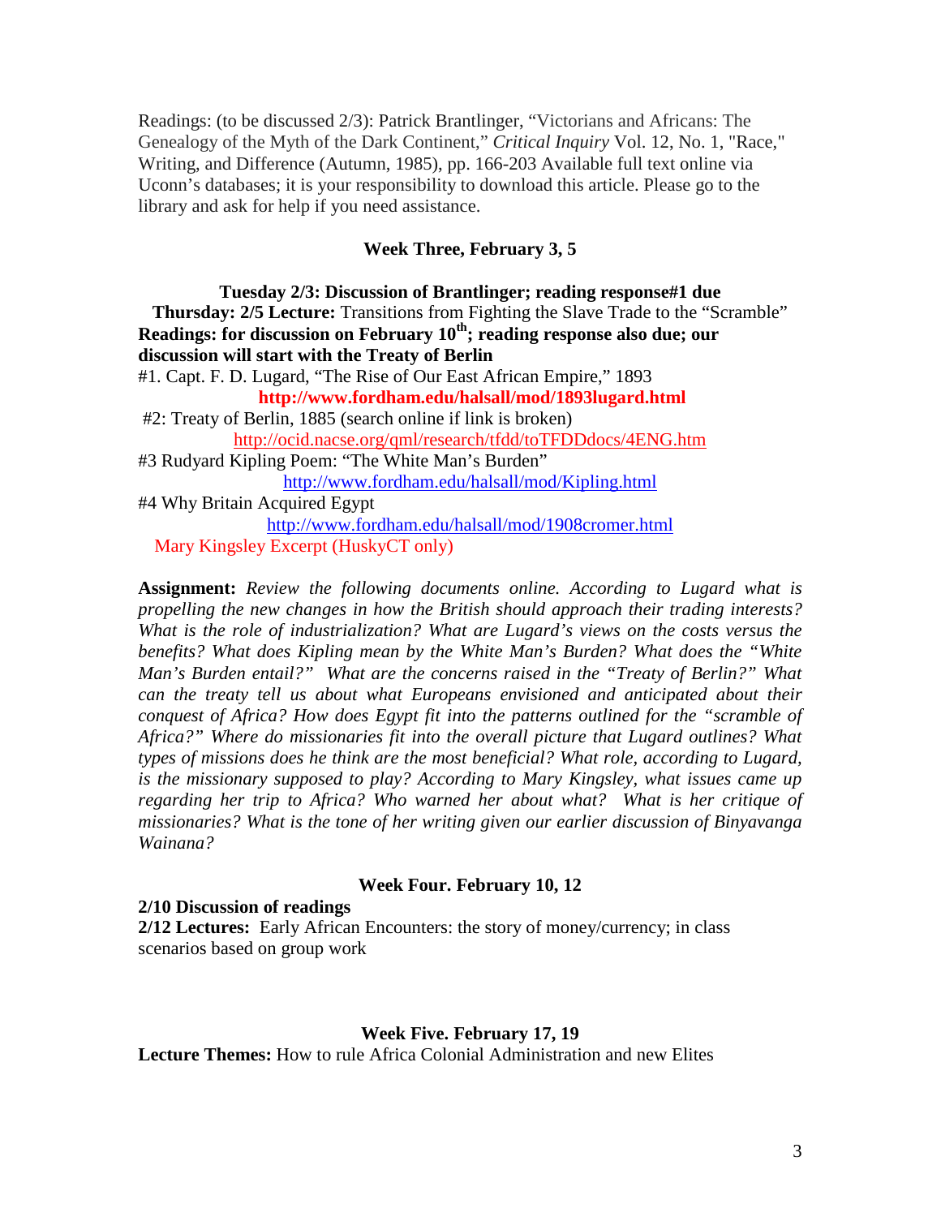Readings: (to be discussed 2/3): Patrick Brantlinger, "Victorians and Africans: The Genealogy of the Myth of the Dark Continent," *Critical Inquiry* Vol. 12, No. 1, "Race," Writing, and Difference (Autumn, 1985), pp. 166-203 Available full text online via Uconn's databases; it is your responsibility to download this article. Please go to the library and ask for help if you need assistance.

### Week Three, February 3, 5

**Tuesday 2/3: Discussion of Brantlinger; reading response#1 due**

**Thursday: 2/5 Lecture:** Transitions from Fighting the Slave Trade to the "Scramble"

**Readings: for discussion on February 10th; reading response also due; our discussion will start with the Treaty of Berlin**

#1. Capt. F. D. Lugard, "The Rise of Our East African Empire," 1893
**http://www.fordham.edu/halsall/mod/1893lugard.html**

#2: Treaty of Berlin, 1885 (search online if link is broken)
http://ocid.nacse.org/qml/research/tfdd/toTFDDdocs/4ENG.htm

#3 Rudyard Kipling Poem: "The White Man's Burden"
http://www.fordham.edu/halsall/mod/Kipling.html

#4 Why Britain Acquired Egypt
http://www.fordham.edu/halsall/mod/1908cromer.html

Mary Kingsley Excerpt (HuskyCT only)

**Assignment:** *Review the following documents online. According to Lugard what is propelling the new changes in how the British should approach their trading interests? What is the role of industrialization? What are Lugard's views on the costs versus the benefits? What does Kipling mean by the White Man's Burden? What does the "White Man's Burden entail?" What are the concerns raised in the "Treaty of Berlin?" What can the treaty tell us about what Europeans envisioned and anticipated about their conquest of Africa? How does Egypt fit into the patterns outlined for the "scramble of Africa?" Where do missionaries fit into the overall picture that Lugard outlines? What types of missions does he think are the most beneficial? What role, according to Lugard, is the missionary supposed to play? According to Mary Kingsley, what issues came up regarding her trip to Africa? Who warned her about what? What is her critique of missionaries? What is the tone of her writing given our earlier discussion of Binyavanga Wainana?*

### Week Four. February 10, 12

**2/10 Discussion of readings**

**2/12 Lectures:** Early African Encounters: the story of money/currency; in class scenarios based on group work

### Week Five. February 17, 19

**Lecture Themes:** How to rule Africa Colonial Administration and new Elites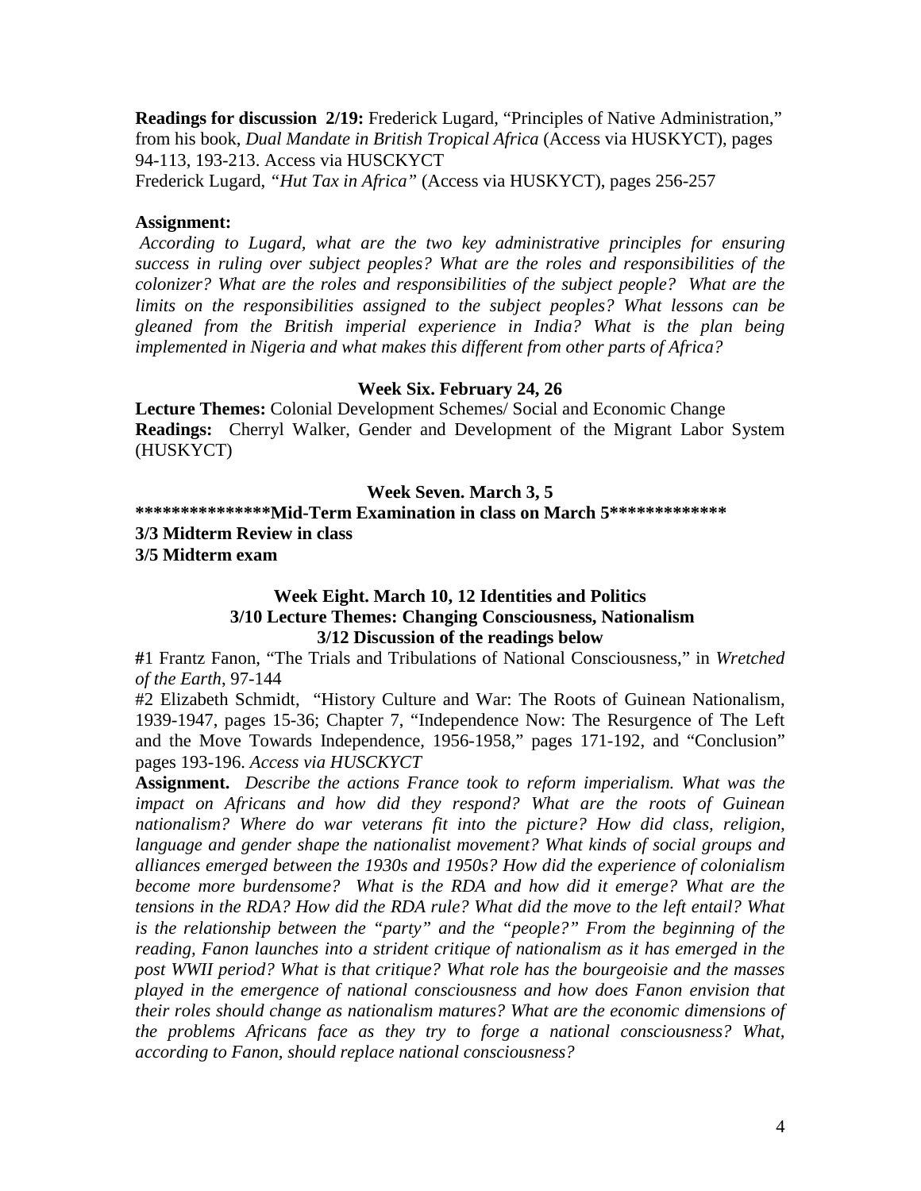**Readings for discussion 2/19:** Frederick Lugard, "Principles of Native Administration," from his book, *Dual Mandate in British Tropical Africa* (Access via HUSKYCT), pages 94-113, 193-213. Access via HUSCKYCT

Frederick Lugard, *"Hut Tax in Africa"* (Access via HUSKYCT), pages 256-257

**Assignment:**

*According to Lugard, what are the two key administrative principles for ensuring success in ruling over subject peoples? What are the roles and responsibilities of the colonizer? What are the roles and responsibilities of the subject people? What are the limits on the responsibilities assigned to the subject peoples? What lessons can be gleaned from the British imperial experience in India? What is the plan being implemented in Nigeria and what makes this different from other parts of Africa?*

**Week Six. February 24, 26**

**Lecture Themes:** Colonial Development Schemes/ Social and Economic Change

**Readings:** Cherryl Walker, Gender and Development of the Migrant Labor System (HUSKYCT)

**Week Seven. March 3, 5**

**\*\*\*\*\*\*\*\*\*\*\*\*\*\*\*Mid-Term Examination in class on March 5\*\*\*\*\*\*\*\*\*\*\*\*\***

**3/3 Midterm Review in class**

**3/5 Midterm exam**

**Week Eight. March 10, 12 Identities and Politics**
**3/10 Lecture Themes: Changing Consciousness, Nationalism**
**3/12 Discussion of the readings below**

**#**1 Frantz Fanon, "The Trials and Tribulations of National Consciousness," in *Wretched of the Earth*, 97-144

#2 Elizabeth Schmidt, "History Culture and War: The Roots of Guinean Nationalism, 1939-1947, pages 15-36; Chapter 7, "Independence Now: The Resurgence of The Left and the Move Towards Independence, 1956-1958," pages 171-192, and "Conclusion" pages 193-196. *Access via HUSCKYCT*

**Assignment.** *Describe the actions France took to reform imperialism. What was the impact on Africans and how did they respond? What are the roots of Guinean nationalism? Where do war veterans fit into the picture? How did class, religion, language and gender shape the nationalist movement? What kinds of social groups and alliances emerged between the 1930s and 1950s? How did the experience of colonialism become more burdensome? What is the RDA and how did it emerge? What are the tensions in the RDA? How did the RDA rule? What did the move to the left entail? What is the relationship between the "party" and the "people?" From the beginning of the reading, Fanon launches into a strident critique of nationalism as it has emerged in the post WWII period? What is that critique? What role has the bourgeoisie and the masses played in the emergence of national consciousness and how does Fanon envision that their roles should change as nationalism matures? What are the economic dimensions of the problems Africans face as they try to forge a national consciousness? What, according to Fanon, should replace national consciousness?*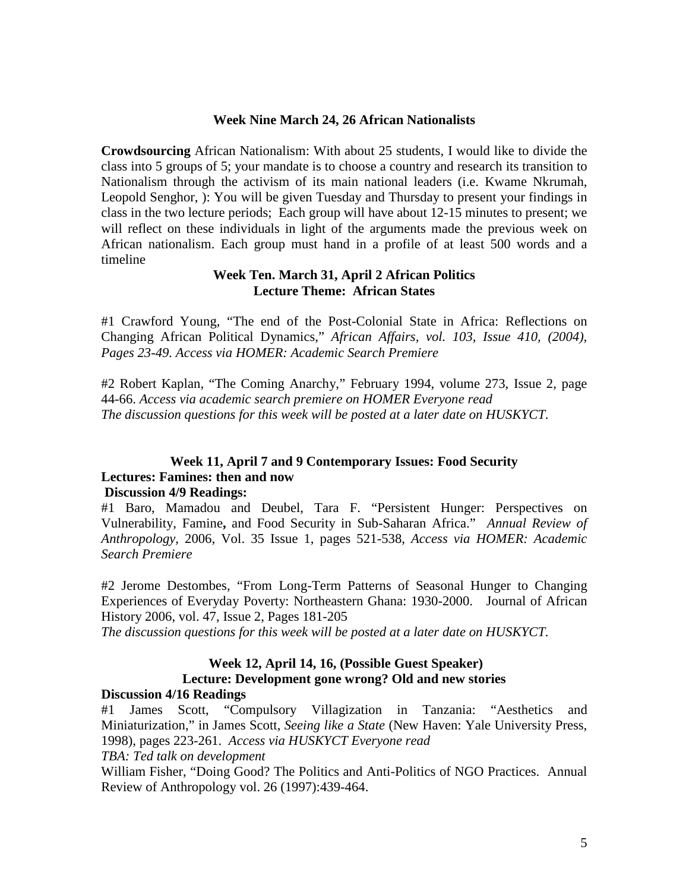**Week Nine March 24, 26 African Nationalists**

**Crowdsourcing** African Nationalism: With about 25 students, I would like to divide the class into 5 groups of 5; your mandate is to choose a country and research its transition to Nationalism through the activism of its main national leaders (i.e. Kwame Nkrumah, Leopold Senghor, ): You will be given Tuesday and Thursday to present your findings in class in the two lecture periods; Each group will have about 12-15 minutes to present; we will reflect on these individuals in light of the arguments made the previous week on African nationalism. Each group must hand in a profile of at least 500 words and a timeline

**Week Ten. March 31, April 2 African Politics**
**Lecture Theme: African States**

#1 Crawford Young, "The end of the Post-Colonial State in Africa: Reflections on Changing African Political Dynamics," *African Affairs, vol. 103, Issue 410, (2004), Pages 23-49. Access via HOMER: Academic Search Premiere*

#2 Robert Kaplan, "The Coming Anarchy," February 1994, volume 273, Issue 2, page 44-66. *Access via academic search premiere on HOMER Everyone read*
*The discussion questions for this week will be posted at a later date on HUSKYCT.*

**Week 11, April 7 and 9 Contemporary Issues: Food Security**
**Lectures: Famines: then and now**
**Discussion 4/9 Readings:**

#1 Baro, Mamadou and Deubel, Tara F. "Persistent Hunger: Perspectives on Vulnerability, Famine**,** and Food Security in Sub-Saharan Africa." *Annual Review of Anthropology*, 2006, Vol. 35 Issue 1, pages 521-538, *Access via HOMER: Academic Search Premiere*

#2 Jerome Destombes, "From Long-Term Patterns of Seasonal Hunger to Changing Experiences of Everyday Poverty: Northeastern Ghana: 1930-2000. Journal of African History 2006, vol. 47, Issue 2, Pages 181-205
*The discussion questions for this week will be posted at a later date on HUSKYCT.*

**Week 12, April 14, 16, (Possible Guest Speaker)**
**Lecture: Development gone wrong? Old and new stories**
**Discussion 4/16 Readings**

#1 James Scott, "Compulsory Villagization in Tanzania: "Aesthetics and Miniaturization," in James Scott, *Seeing like a State* (New Haven: Yale University Press, 1998), pages 223-261. *Access via HUSKYCT Everyone read*
*TBA: Ted talk on development*
William Fisher, "Doing Good? The Politics and Anti-Politics of NGO Practices. Annual Review of Anthropology vol. 26 (1997):439-464.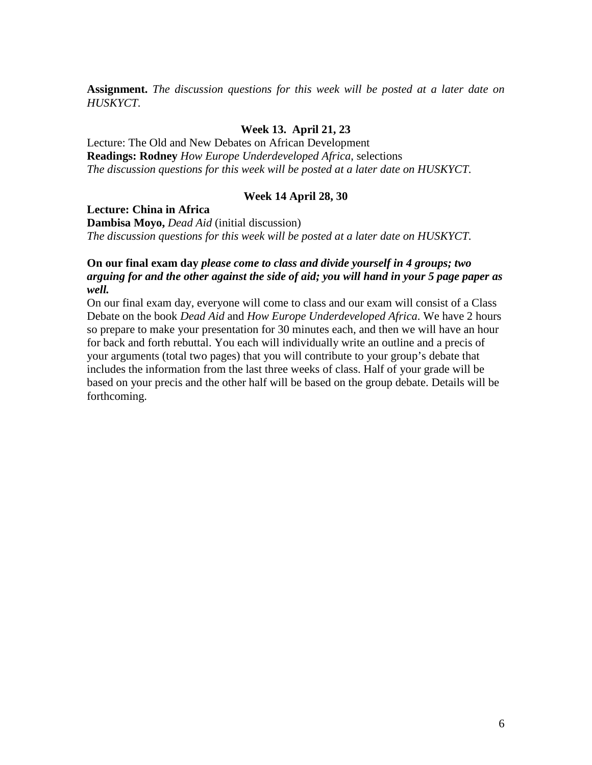**Assignment.** *The discussion questions for this week will be posted at a later date on HUSKYCT.*

**Week 13. April 21, 23**

Lecture: The Old and New Debates on African Development
**Readings: Rodney** *How Europe Underdeveloped Africa*, selections
*The discussion questions for this week will be posted at a later date on HUSKYCT.*

**Week 14 April 28, 30**

**Lecture: China in Africa**
**Dambisa Moyo,** *Dead Aid* (initial discussion)
*The discussion questions for this week will be posted at a later date on HUSKYCT.*

**On our final exam day** ***please come to class and divide yourself in 4 groups; two arguing for and the other against the side of aid; you will hand in your 5 page paper as well.***

On our final exam day, everyone will come to class and our exam will consist of a Class Debate on the book *Dead Aid* and *How Europe Underdeveloped Africa*. We have 2 hours so prepare to make your presentation for 30 minutes each, and then we will have an hour for back and forth rebuttal. You each will individually write an outline and a precis of your arguments (total two pages) that you will contribute to your group's debate that includes the information from the last three weeks of class. Half of your grade will be based on your precis and the other half will be based on the group debate. Details will be forthcoming.